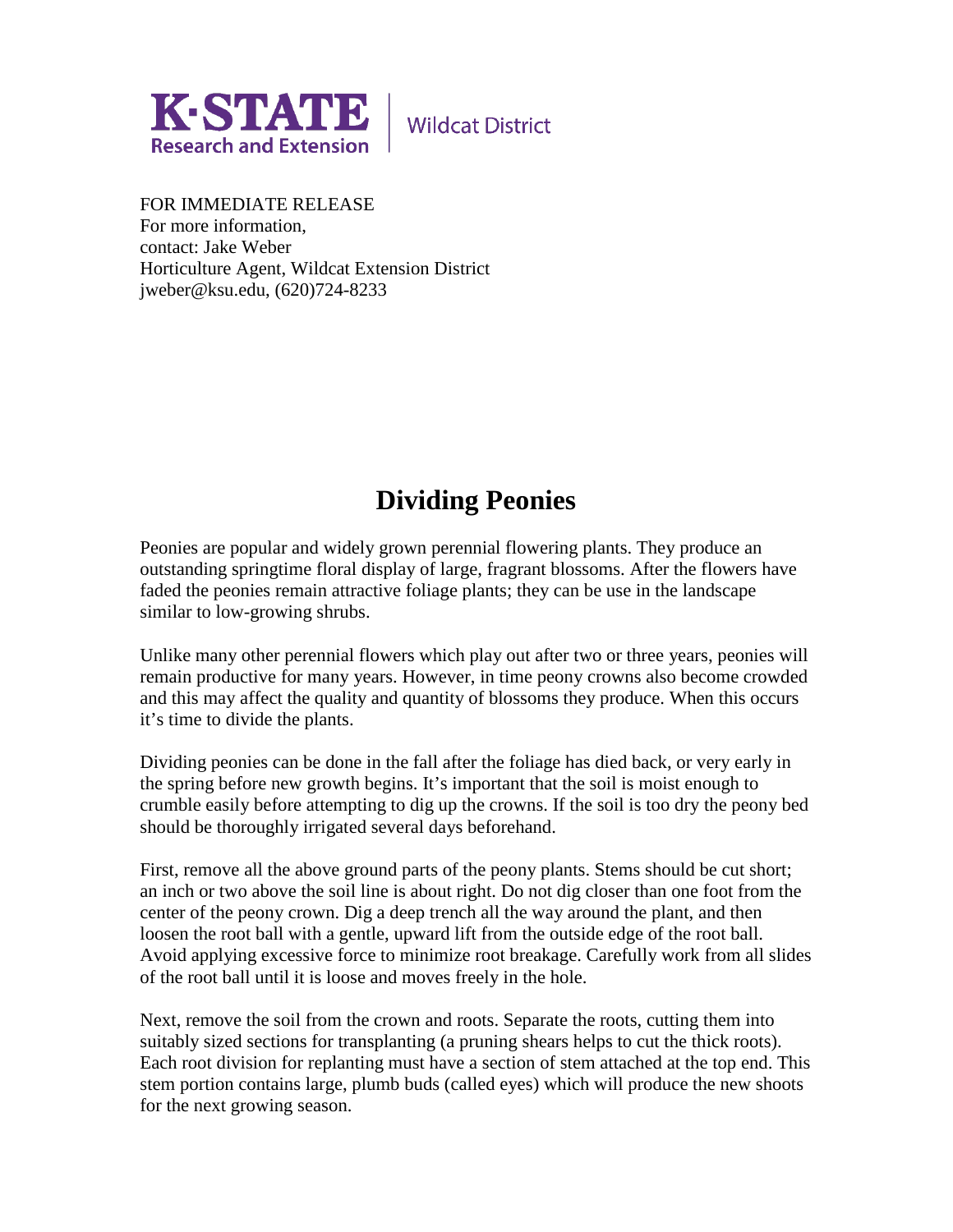K·STATE Research and Extension | Wildcat District

FOR IMMEDIATE RELEASE
For more information,
contact: Jake Weber
Horticulture Agent, Wildcat Extension District
jweber@ksu.edu, (620)724-8233

# Dividing Peonies

Peonies are popular and widely grown perennial flowering plants. They produce an outstanding springtime floral display of large, fragrant blossoms. After the flowers have faded the peonies remain attractive foliage plants; they can be use in the landscape similar to low-growing shrubs.

Unlike many other perennial flowers which play out after two or three years, peonies will remain productive for many years. However, in time peony crowns also become crowded and this may affect the quality and quantity of blossoms they produce. When this occurs it's time to divide the plants.

Dividing peonies can be done in the fall after the foliage has died back, or very early in the spring before new growth begins. It's important that the soil is moist enough to crumble easily before attempting to dig up the crowns. If the soil is too dry the peony bed should be thoroughly irrigated several days beforehand.

First, remove all the above ground parts of the peony plants. Stems should be cut short; an inch or two above the soil line is about right. Do not dig closer than one foot from the center of the peony crown. Dig a deep trench all the way around the plant, and then loosen the root ball with a gentle, upward lift from the outside edge of the root ball. Avoid applying excessive force to minimize root breakage. Carefully work from all slides of the root ball until it is loose and moves freely in the hole.

Next, remove the soil from the crown and roots. Separate the roots, cutting them into suitably sized sections for transplanting (a pruning shears helps to cut the thick roots). Each root division for replanting must have a section of stem attached at the top end. This stem portion contains large, plumb buds (called eyes) which will produce the new shoots for the next growing season.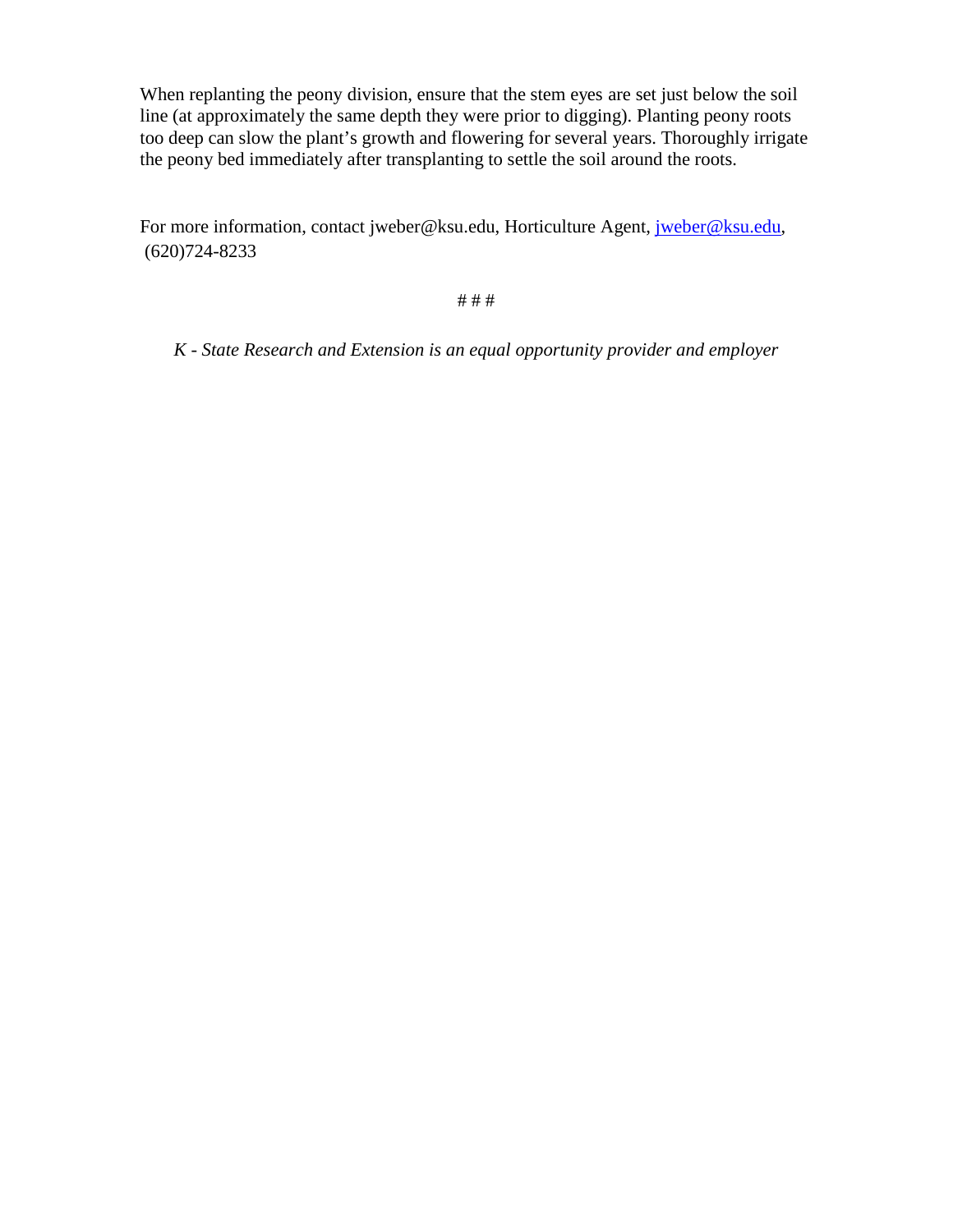When replanting the peony division, ensure that the stem eyes are set just below the soil line (at approximately the same depth they were prior to digging). Planting peony roots too deep can slow the plant's growth and flowering for several years. Thoroughly irrigate the peony bed immediately after transplanting to settle the soil around the roots.

For more information, contact jweber@ksu.edu, Horticulture Agent, jweber@ksu.edu, (620)724-8233

# # #

*K - State Research and Extension is an equal opportunity provider and employer*